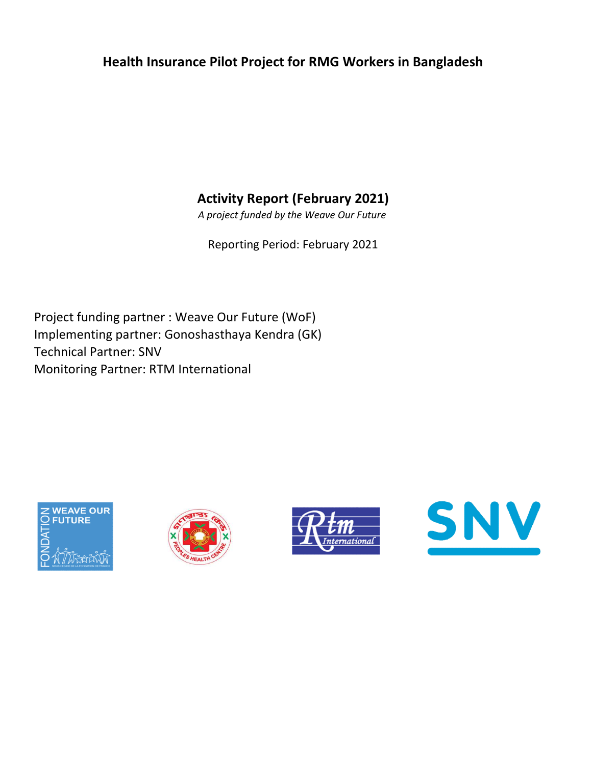# Health Insurance Pilot Project for RMG Workers in Bangladesh

## Activity Report (February 2021)

*A project funded by the Weave Our Future*

Reporting Period: February 2021

Project funding partner : Weave Our Future (WoF)
Implementing partner: Gonoshasthaya Kendra (GK)
Technical Partner: SNV
Monitoring Partner: RTM International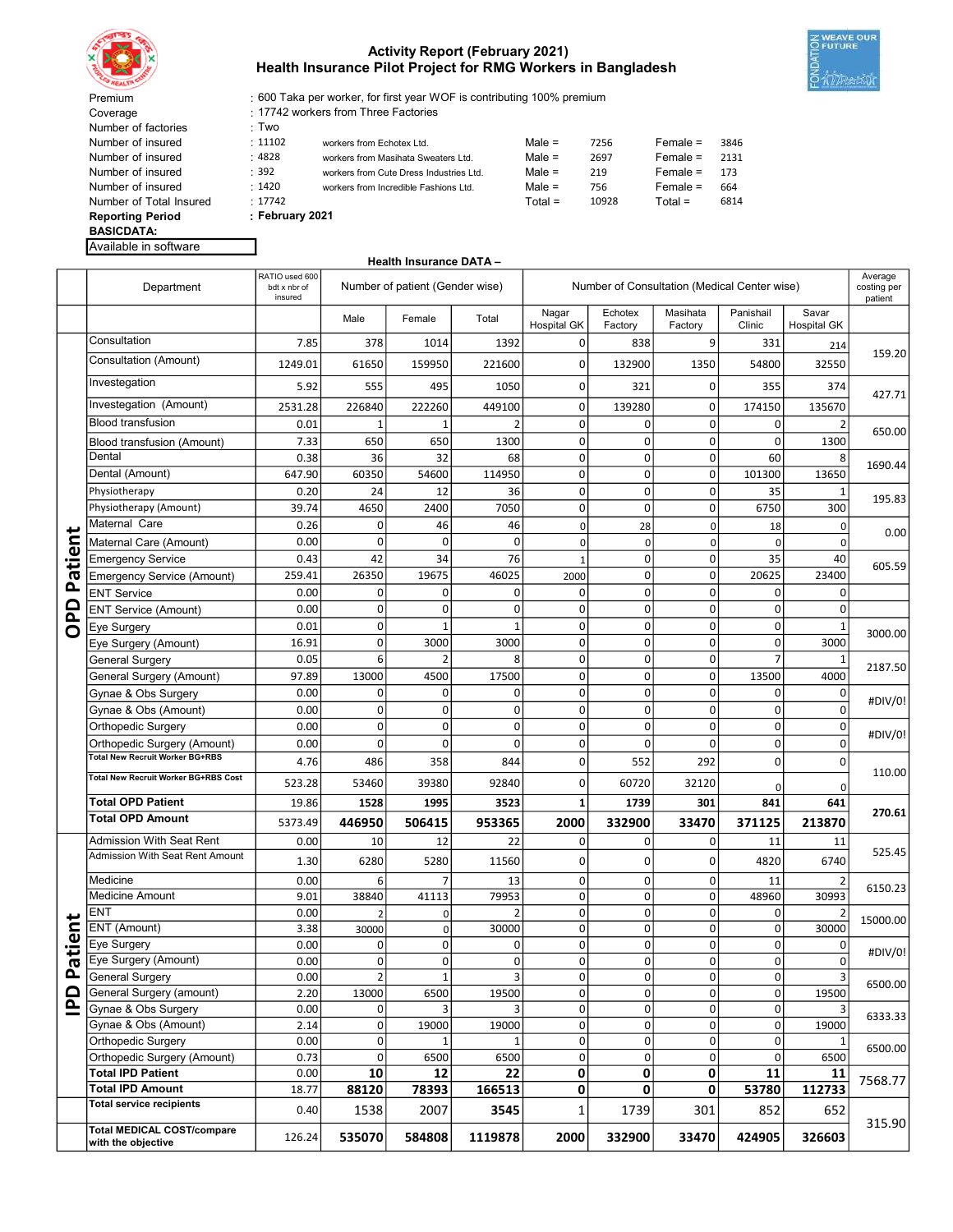# Activity Report (February 2021)
## Health Insurance Pilot Project for RMG Workers in Bangladesh

| | | | | | | |
|---|---|---|---|---|---|---|
| Premium | : 600 Taka per worker, for first year WOF is contributing 100% premium | | | | | |
| Coverage | : 17742 workers from Three Factories | | | | | |
| Number of factories | : Two | | | | | |
| Number of insured | : 11102 | workers from Echotex Ltd. | Male = | 7256 | Female = | 3846 |
| Number of insured | : 4828 | workers from Masihata Sweaters Ltd. | Male = | 2697 | Female = | 2131 |
| Number of insured | : 392 | workers from Cute Dress Industries Ltd. | Male = | 219 | Female = | 173 |
| Number of insured | : 1420 | workers from Incredible Fashions Ltd. | Male = | 756 | Female = | 664 |
| Number of Total Insured | : 17742 | | Total = | 10928 | Total = | 6814 |
| **Reporting Period** | **: February 2021** | | | | | |

**BASICDATA:**

Available in software

**Health Insurance DATA –**

| | Department | RATIO used 600 bdt x nbr of insured | Number of patient (Gender wise) | | | Number of Consultation (Medical Center wise) | | | | | Average costing per patient |
|---|---|---|---|---|---|---|---|---|---|---|---|
| | | | Male | Female | Total | Nagar Hospital GK | Echotex Factory | Masihata Factory | Panishail Clinic | Savar Hospital GK | |
| OPD Patient | Consultation | 7.85 | 378 | 1014 | 1392 | 0 | 838 | 9 | 331 | 214 | 159.20 |
| | Consultation (Amount) | 1249.01 | 61650 | 159950 | 221600 | 0 | 132900 | 1350 | 54800 | 32550 | |
| | Investegation | 5.92 | 555 | 495 | 1050 | 0 | 321 | 0 | 355 | 374 | 427.71 |
| | Investegation (Amount) | 2531.28 | 226840 | 222260 | 449100 | 0 | 139280 | 0 | 174150 | 135670 | |
| | Blood transfusion | 0.01 | 1 | 1 | 2 | 0 | 0 | 0 | 0 | 2 | 650.00 |
| | Blood transfusion (Amount) | 7.33 | 650 | 650 | 1300 | 0 | 0 | 0 | 0 | 1300 | |
| | Dental | 0.38 | 36 | 32 | 68 | 0 | 0 | 0 | 60 | 8 | 1690.44 |
| | Dental (Amount) | 647.90 | 60350 | 54600 | 114950 | 0 | 0 | 0 | 101300 | 13650 | |
| | Physiotherapy | 0.20 | 24 | 12 | 36 | 0 | 0 | 0 | 35 | 1 | 195.83 |
| | Physiotherapy (Amount) | 39.74 | 4650 | 2400 | 7050 | 0 | 0 | 0 | 6750 | 300 | |
| | Maternal Care | 0.26 | 0 | 46 | 46 | 0 | 28 | 0 | 18 | 0 | 0.00 |
| | Maternal Care (Amount) | 0.00 | 0 | 0 | 0 | 0 | 0 | 0 | 0 | 0 | |
| | Emergency Service | 0.43 | 42 | 34 | 76 | 1 | 0 | 0 | 35 | 40 | 605.59 |
| | Emergency Service (Amount) | 259.41 | 26350 | 19675 | 46025 | 2000 | 0 | 0 | 20625 | 23400 | |
| | ENT Service | 0.00 | 0 | 0 | 0 | 0 | 0 | 0 | 0 | 0 | |
| | ENT Service (Amount) | 0.00 | 0 | 0 | 0 | 0 | 0 | 0 | 0 | 0 | |
| | Eye Surgery | 0.01 | 0 | 1 | 1 | 0 | 0 | 0 | 0 | 1 | 3000.00 |
| | Eye Surgery (Amount) | 16.91 | 0 | 3000 | 3000 | 0 | 0 | 0 | 0 | 3000 | |
| | General Surgery | 0.05 | 6 | 2 | 8 | 0 | 0 | 0 | 7 | 1 | 2187.50 |
| | General Surgery (Amount) | 97.89 | 13000 | 4500 | 17500 | 0 | 0 | 0 | 13500 | 4000 | |
| | Gynae & Obs Surgery | 0.00 | 0 | 0 | 0 | 0 | 0 | 0 | 0 | 0 | #DIV/0! |
| | Gynae & Obs (Amount) | 0.00 | 0 | 0 | 0 | 0 | 0 | 0 | 0 | 0 | |
| | Orthopedic Surgery | 0.00 | 0 | 0 | 0 | 0 | 0 | 0 | 0 | 0 | #DIV/0! |
| | Orthopedic Surgery (Amount) | 0.00 | 0 | 0 | 0 | 0 | 0 | 0 | 0 | 0 | |
| | Total New Recruit Worker BG+RBS | 4.76 | 486 | 358 | 844 | 0 | 552 | 292 | 0 | 0 | 110.00 |
| | Total New Recruit Worker BG+RBS Cost | 523.28 | 53460 | 39380 | 92840 | 0 | 60720 | 32120 | 0 | 0 | |
| | **Total OPD Patient** | 19.86 | **1528** | **1995** | **3523** | **1** | **1739** | **301** | **841** | **641** | **270.61** |
| | **Total OPD Amount** | 5373.49 | **446950** | **506415** | **953365** | **2000** | **332900** | **33470** | **371125** | **213870** | |
| IPD Patient | Admission With Seat Rent | 0.00 | 10 | 12 | 22 | 0 | 0 | 0 | 11 | 11 | 525.45 |
| | Admission With Seat Rent Amount | 1.30 | 6280 | 5280 | 11560 | 0 | 0 | 0 | 4820 | 6740 | |
| | Medicine | 0.00 | 6 | 7 | 13 | 0 | 0 | 0 | 11 | 2 | 6150.23 |
| | Medicine Amount | 9.01 | 38840 | 41113 | 79953 | 0 | 0 | 0 | 48960 | 30993 | |
| | ENT | 0.00 | 2 | 0 | 2 | 0 | 0 | 0 | 0 | 2 | 15000.00 |
| | ENT (Amount) | 3.38 | 30000 | 0 | 30000 | 0 | 0 | 0 | 0 | 30000 | |
| | Eye Surgery | 0.00 | 0 | 0 | 0 | 0 | 0 | 0 | 0 | 0 | #DIV/0! |
| | Eye Surgery (Amount) | 0.00 | 0 | 0 | 0 | 0 | 0 | 0 | 0 | 0 | |
| | General Surgery | 0.00 | 2 | 1 | 3 | 0 | 0 | 0 | 0 | 3 | 6500.00 |
| | General Surgery (amount) | 2.20 | 13000 | 6500 | 19500 | 0 | 0 | 0 | 0 | 19500 | |
| | Gynae & Obs Surgery | 0.00 | 0 | 3 | 3 | 0 | 0 | 0 | 0 | 3 | 6333.33 |
| | Gynae & Obs (Amount) | 2.14 | 0 | 19000 | 19000 | 0 | 0 | 0 | 0 | 19000 | |
| | Orthopedic Surgery | 0.00 | 0 | 1 | 1 | 0 | 0 | 0 | 0 | 1 | 6500.00 |
| | Orthopedic Surgery (Amount) | 0.73 | 0 | 6500 | 6500 | 0 | 0 | 0 | 0 | 6500 | |
| | **Total IPD Patient** | 0.00 | **10** | **12** | **22** | **0** | **0** | **0** | **11** | **11** | 7568.77 |
| | **Total IPD Amount** | 18.77 | **88120** | **78393** | **166513** | **0** | **0** | **0** | **53780** | **112733** | |
| | **Total service recipients** | 0.40 | 1538 | 2007 | **3545** | 1 | 1739 | 301 | 852 | 652 | 315.90 |
| | **Total MEDICAL COST/compare with the objective** | 126.24 | **535070** | **584808** | **1119878** | **2000** | **332900** | **33470** | **424905** | **326603** | |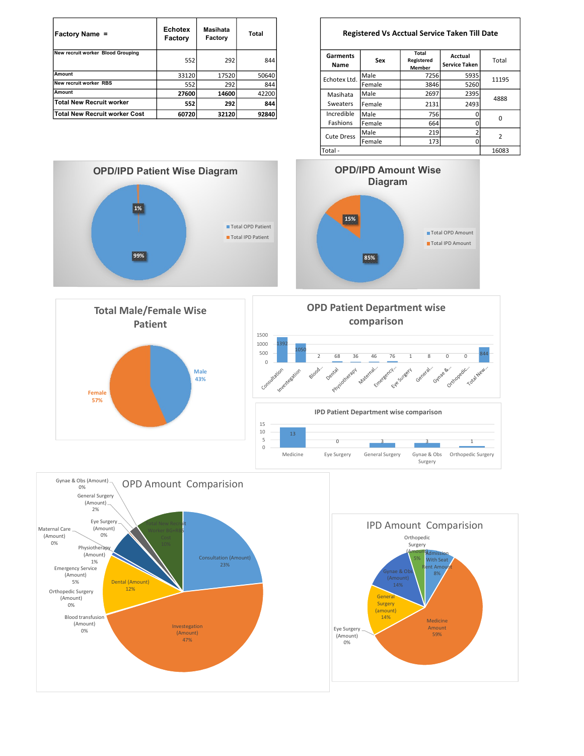| Factory Name = | Echotex Factory | Masihata Factory | Total |
|---|---|---|---|
| New recruit worker Blood Grouping | 552 | 292 | 844 |
| Amount | 33120 | 17520 | 50640 |
| New recruit worker RBS | 552 | 292 | 844 |
| Amount | 27600 | 14600 | 42200 |
| **Total New Recruit worker** | **552** | **292** | **844** |
| **Total New Recruit worker Cost** | **60720** | **32120** | **92840** |

**Registered Vs Acctual Service Taken Till Date**

| Garments Name | Sex | Total Registered Member | Acctual Service Taken | Total |
|---|---|---|---|---|
| Echotex Ltd. | Male | 7256 | 5935 | 11195 |
| | Female | 3846 | 5260 | |
| Masihata Sweaters | Male | 2697 | 2395 | 4888 |
| | Female | 2131 | 2493 | |
| Incredible Fashions | Male | 756 | 0 | 0 |
| | Female | 664 | 0 | |
| Cute Dress | Male | 219 | 2 | 2 |
| | Female | 173 | 0 | |
| Total - | | | | 16083 |

**OPD/IPD Patient Wise Diagram**

- Total OPD Patient: 99%
- Total IPD Patient: 1%

**OPD/IPD Amount Wise Diagram**

- Total OPD Amount: 85%
- Total IPD Amount: 15%

**Total Male/Female Wise Patient**

- Male: 43%
- Female: 57%

**OPD Patient Department wise comparison**

| Consultation | Investegation | Blood... | Dental | Physiotherapy | Maternal... | Emergency... | Eye Surgery | General... | Gynae &... | Orthopedic... | Total New... |
|---|---|---|---|---|---|---|---|---|---|---|---|
| 1392 | 1050 | 2 | 68 | 36 | 46 | 76 | 1 | 8 | 0 | 0 | 844 |

**IPD Patient Department wise comparison**

| Medicine | Eye Surgery | General Surgery | Gynae & Obs Surgery | Orthopedic Surgery |
|---|---|---|---|---|
| 13 | 0 | 3 | 3 | 1 |

**OPD Amount Comparision**

- Consultation (Amount): 23%
- Investegation (Amount): 47%
- Dental (Amount): 12%
- Total New Recruit Worker BG+RBS Cost: 10%
- Emergency Service (Amount): 5%
- General Surgery (Amount): 2%
- Physiotherapy (Amount): 1%
- Gynae & Obs (Amount): 0%
- Eye Surgery (Amount): 0%
- Maternal Care (Amount): 0%
- Orthopedic Surgery (Amount): 0%
- Blood transfusion (Amount): 0%

**IPD Amount Comparision**

- Medicine Amount: 59%
- General Surgery (amount): 14%
- Gynae & Obs (Amount): 14%
- Admission With Seat Rent Amount: 8%
- Orthopedic Surgery (Amount): 5%
- Eye Surgery (Amount): 0%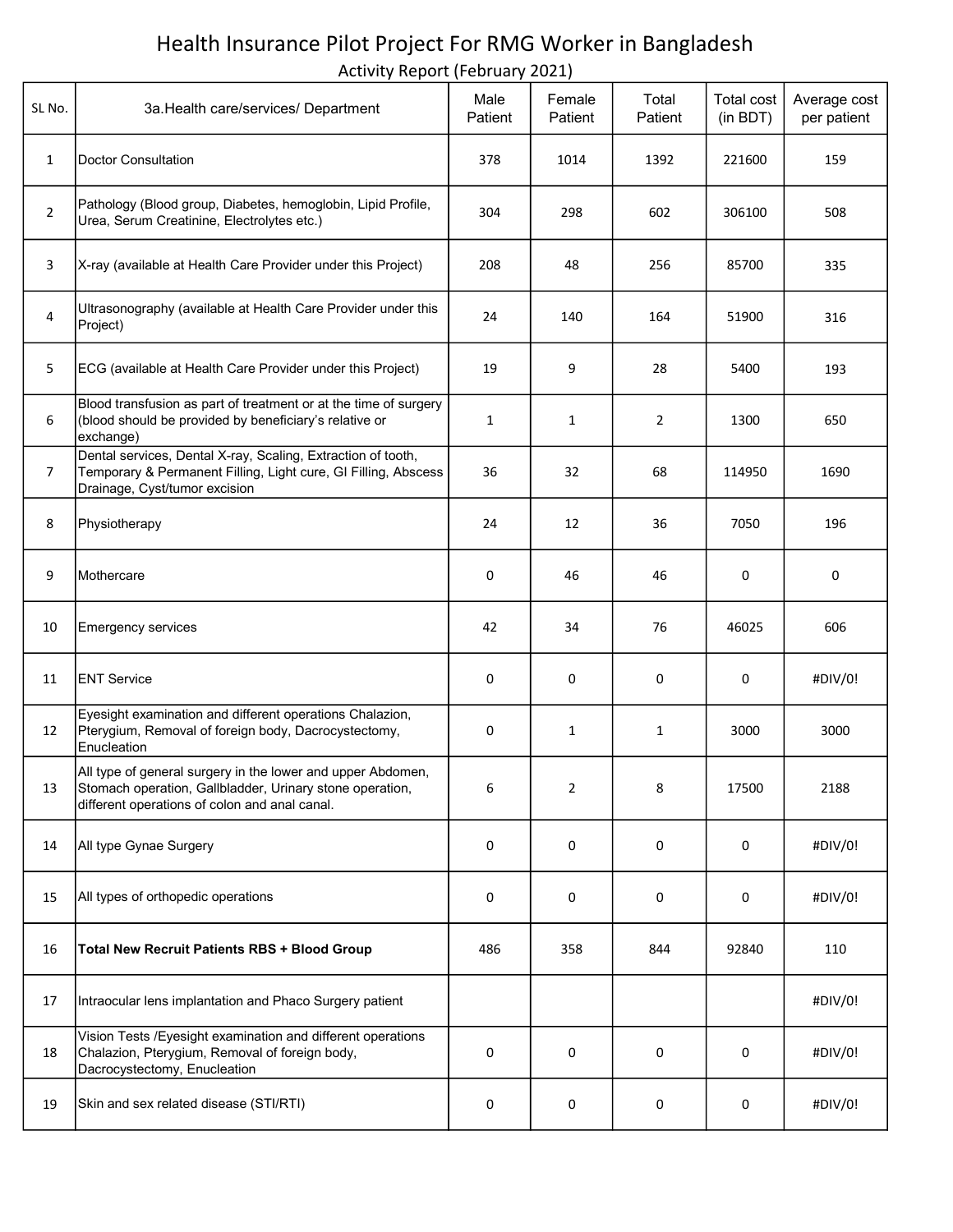# Health Insurance Pilot Project For RMG Worker in Bangladesh

## Activity Report (February 2021)

| SL No. | 3a.Health care/services/ Department | Male Patient | Female Patient | Total Patient | Total cost (in BDT) | Average cost per patient |
|---|---|---|---|---|---|---|
| 1 | Doctor Consultation | 378 | 1014 | 1392 | 221600 | 159 |
| 2 | Pathology (Blood group, Diabetes, hemoglobin, Lipid Profile, Urea, Serum Creatinine, Electrolytes etc.) | 304 | 298 | 602 | 306100 | 508 |
| 3 | X-ray (available at Health Care Provider under this Project) | 208 | 48 | 256 | 85700 | 335 |
| 4 | Ultrasonography (available at Health Care Provider under this Project) | 24 | 140 | 164 | 51900 | 316 |
| 5 | ECG (available at Health Care Provider under this Project) | 19 | 9 | 28 | 5400 | 193 |
| 6 | Blood transfusion as part of treatment or at the time of surgery (blood should be provided by beneficiary's relative or exchange) | 1 | 1 | 2 | 1300 | 650 |
| 7 | Dental services, Dental X-ray, Scaling, Extraction of tooth, Temporary & Permanent Filling, Light cure, GI Filling, Abscess Drainage, Cyst/tumor excision | 36 | 32 | 68 | 114950 | 1690 |
| 8 | Physiotherapy | 24 | 12 | 36 | 7050 | 196 |
| 9 | Mothercare | 0 | 46 | 46 | 0 | 0 |
| 10 | Emergency services | 42 | 34 | 76 | 46025 | 606 |
| 11 | ENT Service | 0 | 0 | 0 | 0 | #DIV/0! |
| 12 | Eyesight examination and different operations Chalazion, Pterygium, Removal of foreign body, Dacrocystectomy, Enucleation | 0 | 1 | 1 | 3000 | 3000 |
| 13 | All type of general surgery in the lower and upper Abdomen, Stomach operation, Gallbladder, Urinary stone operation, different operations of colon and anal canal. | 6 | 2 | 8 | 17500 | 2188 |
| 14 | All type Gynae Surgery | 0 | 0 | 0 | 0 | #DIV/0! |
| 15 | All types of orthopedic operations | 0 | 0 | 0 | 0 | #DIV/0! |
| 16 | **Total New Recruit Patients RBS + Blood Group** | 486 | 358 | 844 | 92840 | 110 |
| 17 | Intraocular lens implantation and Phaco Surgery patient | | | | | #DIV/0! |
| 18 | Vision Tests /Eyesight examination and different operations Chalazion, Pterygium, Removal of foreign body, Dacrocystectomy, Enucleation | 0 | 0 | 0 | 0 | #DIV/0! |
| 19 | Skin and sex related disease (STI/RTI) | 0 | 0 | 0 | 0 | #DIV/0! |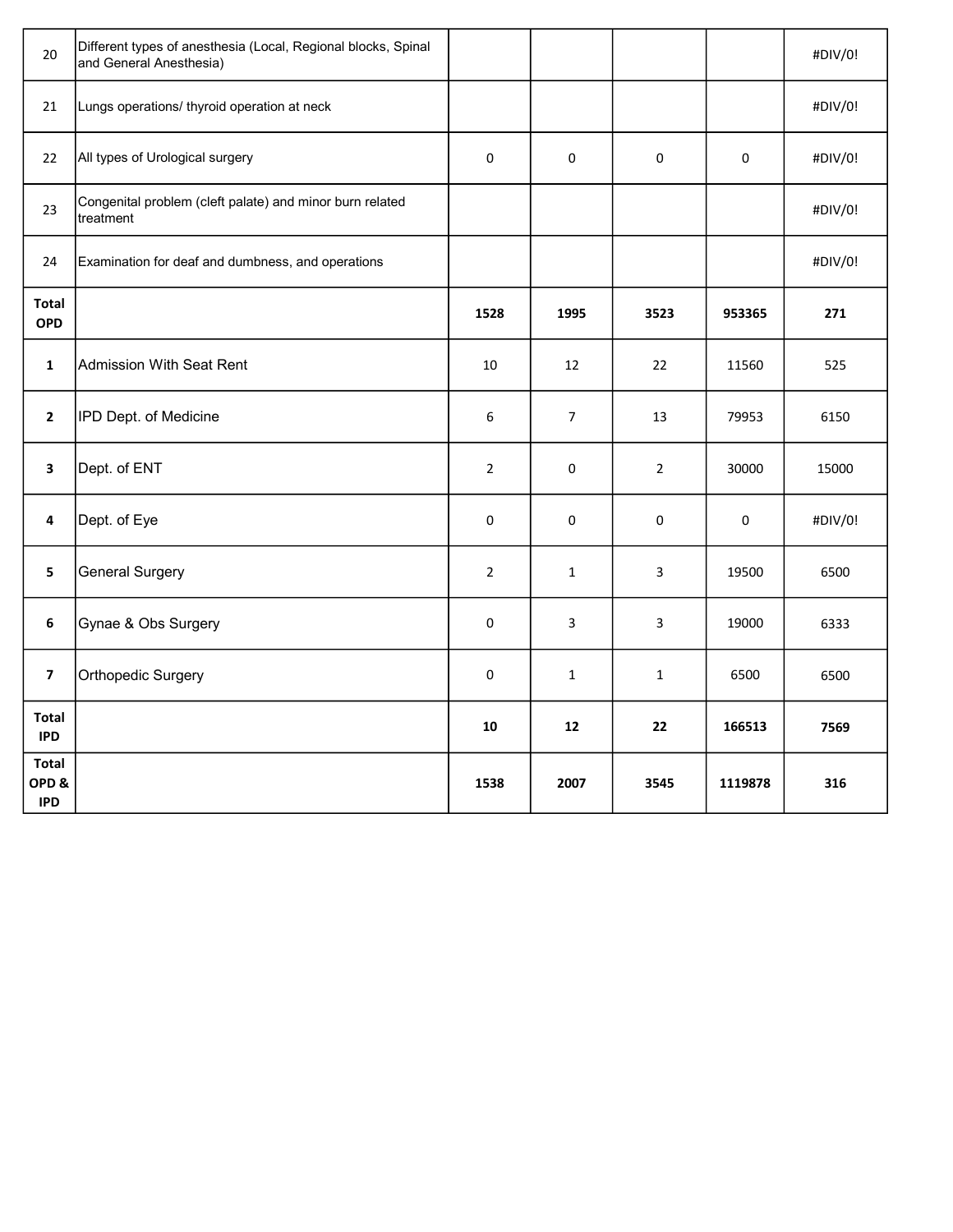| | | | | | | |
|---|---|---|---|---|---|---|
| 20 | Different types of anesthesia (Local, Regional blocks, Spinal and General Anesthesia) | | | | | #DIV/0! |
| 21 | Lungs operations/ thyroid operation at neck | | | | | #DIV/0! |
| 22 | All types of Urological surgery | 0 | 0 | 0 | 0 | #DIV/0! |
| 23 | Congenital problem (cleft palate) and minor burn related treatment | | | | | #DIV/0! |
| 24 | Examination for deaf and dumbness, and operations | | | | | #DIV/0! |
| **Total OPD** | | **1528** | **1995** | **3523** | **953365** | **271** |
| **1** | Admission With Seat Rent | 10 | 12 | 22 | 11560 | 525 |
| **2** | IPD Dept. of Medicine | 6 | 7 | 13 | 79953 | 6150 |
| **3** | Dept. of ENT | 2 | 0 | 2 | 30000 | 15000 |
| **4** | Dept. of Eye | 0 | 0 | 0 | 0 | #DIV/0! |
| **5** | General Surgery | 2 | 1 | 3 | 19500 | 6500 |
| **6** | Gynae & Obs Surgery | 0 | 3 | 3 | 19000 | 6333 |
| **7** | Orthopedic Surgery | 0 | 1 | 1 | 6500 | 6500 |
| **Total IPD** | | **10** | **12** | **22** | **166513** | **7569** |
| **Total OPD & IPD** | | **1538** | **2007** | **3545** | **1119878** | **316** |